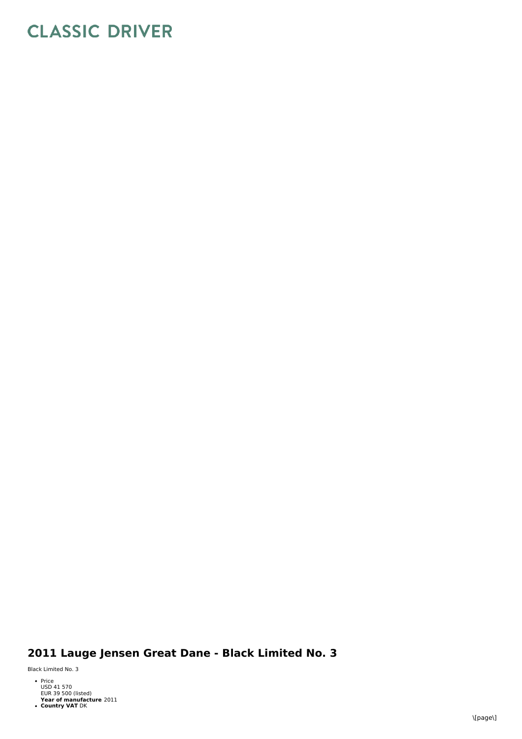# CLASSIC DRIVER

## 2011 Lauge Jensen Great Dane - Black Limited No. 3

Black Limited No. 3

- Price
  USD 41 570
  EUR 39 500 (listed)
  **Year of manufacture** 2011
- **Country VAT** DK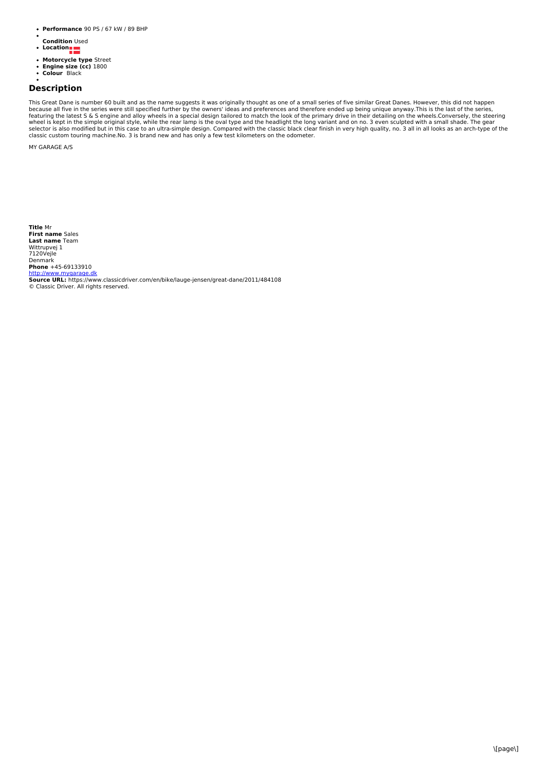- **Performance** 90 PS / 67 kW / 89 BHP
- **Condition** Used
- **Location**
- **Motorcycle type** Street
- **Engine size (cc)** 1800
- **Colour** Black

## Description

This Great Dane is number 60 built and as the name suggests it was originally thought as one of a small series of five similar Great Danes. However, this did not happen because all five in the series were still specified further by the owners' ideas and preferences and therefore ended up being unique anyway.This is the last of the series, featuring the latest S & S engine and alloy wheels in a special design tailored to match the look of the primary drive in their detailing on the wheels.Conversely, the steering wheel is kept in the simple original style, while the rear lamp is the oval type and the headlight the long variant and on no. 3 even sculpted with a small shade. The gear selector is also modified but in this case to an ultra-simple design. Compared with the classic black clear finish in very high quality, no. 3 all in all looks as an arch-type of the classic custom touring machine.No. 3 is brand new and has only a few test kilometers on the odometer.

MY GARAGE A/S

**Title** Mr
**First name** Sales
**Last name** Team
Wittrupvej 1
7120Vejle
Denmark
**Phone** +45-69133910
http://www.mygarage.dk
**Source URL:** https://www.classicdriver.com/en/bike/lauge-jensen/great-dane/2011/484108
© Classic Driver. All rights reserved.